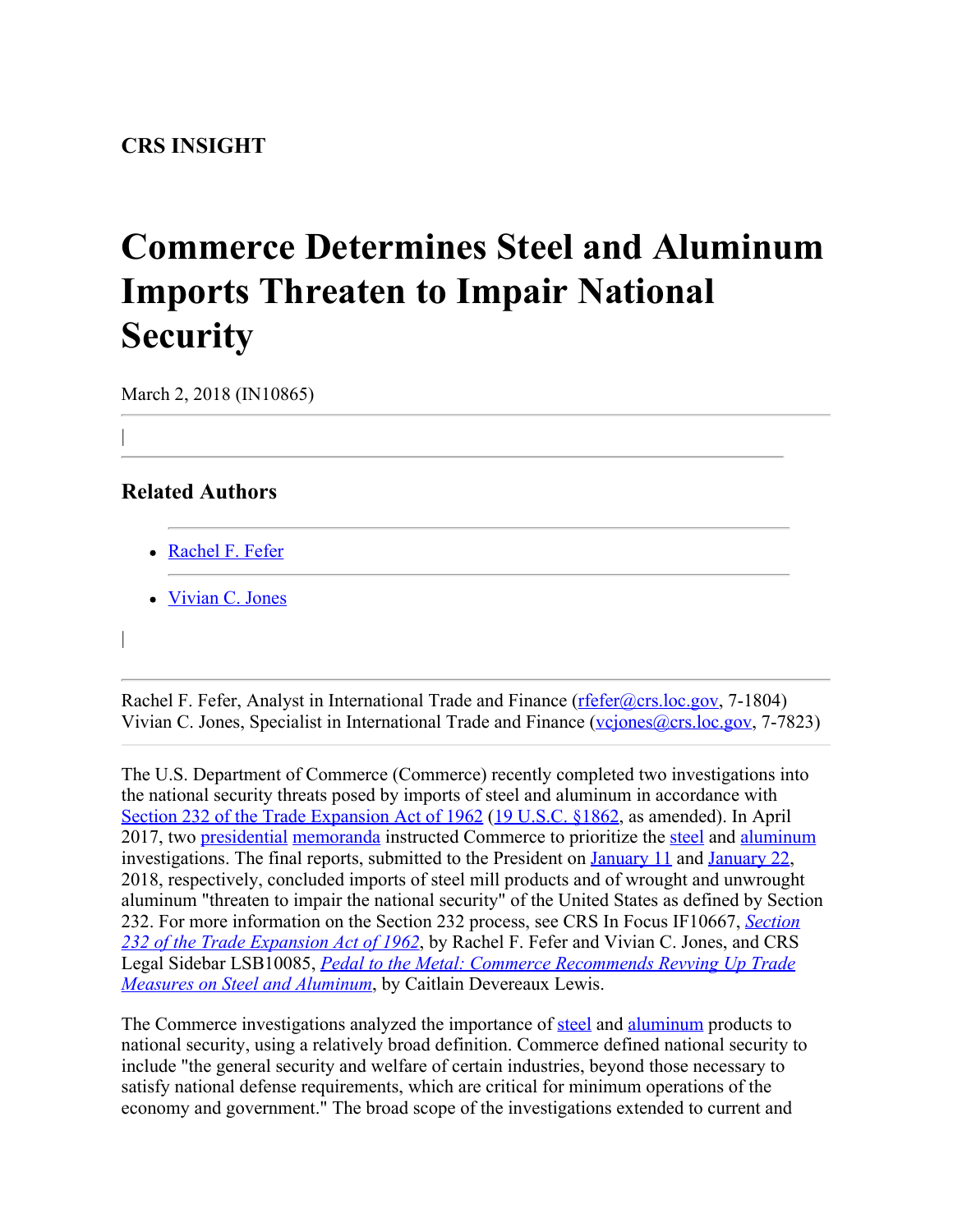**CRS INSIGHT**

# Commerce Determines Steel and Aluminum Imports Threaten to Impair National Security

March 2, 2018 (IN10865)

|

## Related Authors

- Rachel F. Fefer
- Vivian C. Jones

|

Rachel F. Fefer, Analyst in International Trade and Finance (rfefer@crs.loc.gov, 7-1804)
Vivian C. Jones, Specialist in International Trade and Finance (vcjones@crs.loc.gov, 7-7823)

The U.S. Department of Commerce (Commerce) recently completed two investigations into the national security threats posed by imports of steel and aluminum in accordance with Section 232 of the Trade Expansion Act of 1962 (19 U.S.C. §1862, as amended). In April 2017, two presidential memoranda instructed Commerce to prioritize the steel and aluminum investigations. The final reports, submitted to the President on January 11 and January 22, 2018, respectively, concluded imports of steel mill products and of wrought and unwrought aluminum "threaten to impair the national security" of the United States as defined by Section 232. For more information on the Section 232 process, see CRS In Focus IF10667, *Section 232 of the Trade Expansion Act of 1962*, by Rachel F. Fefer and Vivian C. Jones, and CRS Legal Sidebar LSB10085, *Pedal to the Metal: Commerce Recommends Revving Up Trade Measures on Steel and Aluminum*, by Caitlain Devereaux Lewis.

The Commerce investigations analyzed the importance of steel and aluminum products to national security, using a relatively broad definition. Commerce defined national security to include "the general security and welfare of certain industries, beyond those necessary to satisfy national defense requirements, which are critical for minimum operations of the economy and government." The broad scope of the investigations extended to current and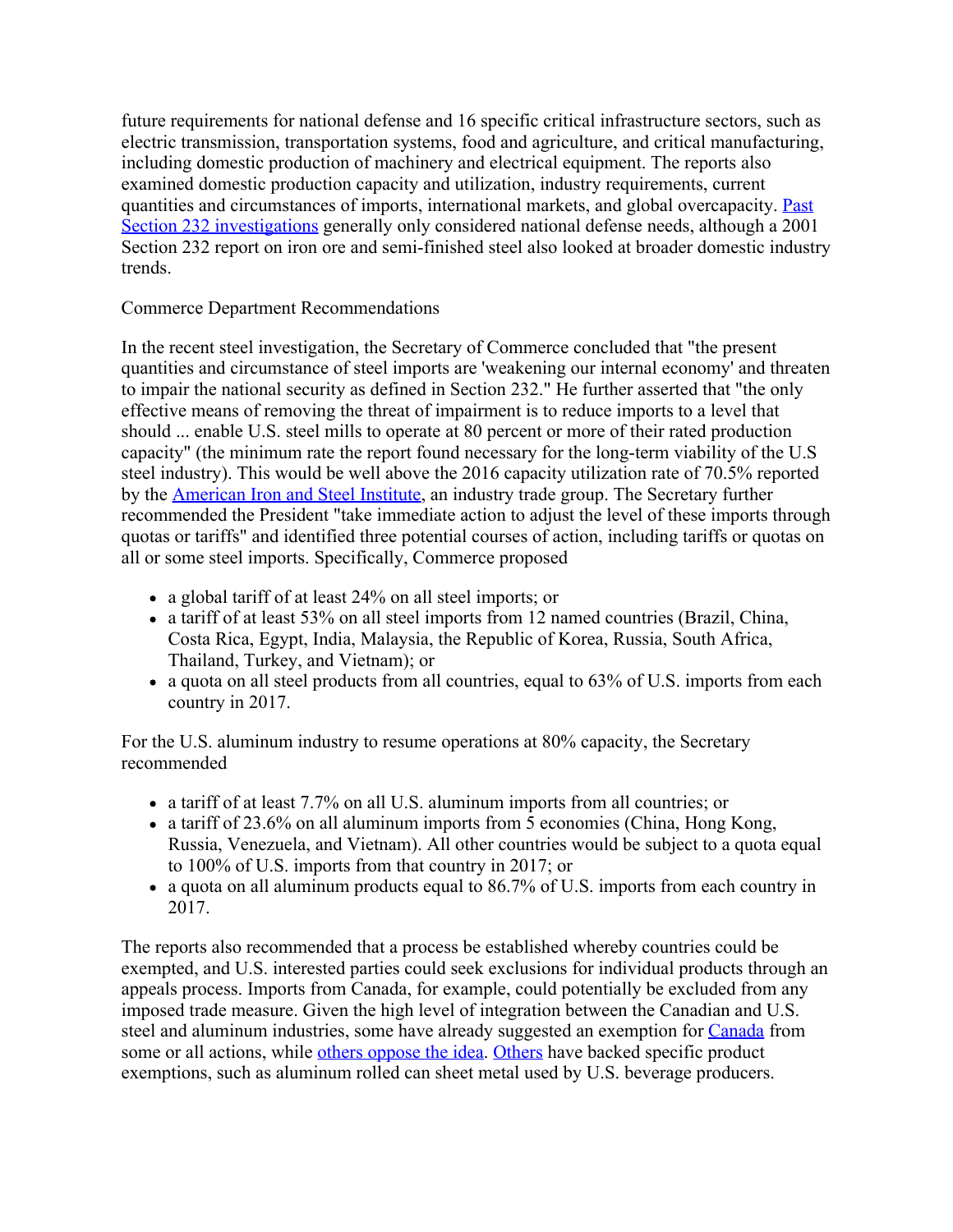future requirements for national defense and 16 specific critical infrastructure sectors, such as electric transmission, transportation systems, food and agriculture, and critical manufacturing, including domestic production of machinery and electrical equipment. The reports also examined domestic production capacity and utilization, industry requirements, current quantities and circumstances of imports, international markets, and global overcapacity. Past Section 232 investigations generally only considered national defense needs, although a 2001 Section 232 report on iron ore and semi-finished steel also looked at broader domestic industry trends.

## Commerce Department Recommendations

In the recent steel investigation, the Secretary of Commerce concluded that "the present quantities and circumstance of steel imports are 'weakening our internal economy' and threaten to impair the national security as defined in Section 232." He further asserted that "the only effective means of removing the threat of impairment is to reduce imports to a level that should ... enable U.S. steel mills to operate at 80 percent or more of their rated production capacity" (the minimum rate the report found necessary for the long-term viability of the U.S steel industry). This would be well above the 2016 capacity utilization rate of 70.5% reported by the American Iron and Steel Institute, an industry trade group. The Secretary further recommended the President "take immediate action to adjust the level of these imports through quotas or tariffs" and identified three potential courses of action, including tariffs or quotas on all or some steel imports. Specifically, Commerce proposed

- a global tariff of at least 24% on all steel imports; or
- a tariff of at least 53% on all steel imports from 12 named countries (Brazil, China, Costa Rica, Egypt, India, Malaysia, the Republic of Korea, Russia, South Africa, Thailand, Turkey, and Vietnam); or
- a quota on all steel products from all countries, equal to 63% of U.S. imports from each country in 2017.

For the U.S. aluminum industry to resume operations at 80% capacity, the Secretary recommended

- a tariff of at least 7.7% on all U.S. aluminum imports from all countries; or
- a tariff of 23.6% on all aluminum imports from 5 economies (China, Hong Kong, Russia, Venezuela, and Vietnam). All other countries would be subject to a quota equal to 100% of U.S. imports from that country in 2017; or
- a quota on all aluminum products equal to 86.7% of U.S. imports from each country in 2017.

The reports also recommended that a process be established whereby countries could be exempted, and U.S. interested parties could seek exclusions for individual products through an appeals process. Imports from Canada, for example, could potentially be excluded from any imposed trade measure. Given the high level of integration between the Canadian and U.S. steel and aluminum industries, some have already suggested an exemption for Canada from some or all actions, while others oppose the idea. Others have backed specific product exemptions, such as aluminum rolled can sheet metal used by U.S. beverage producers.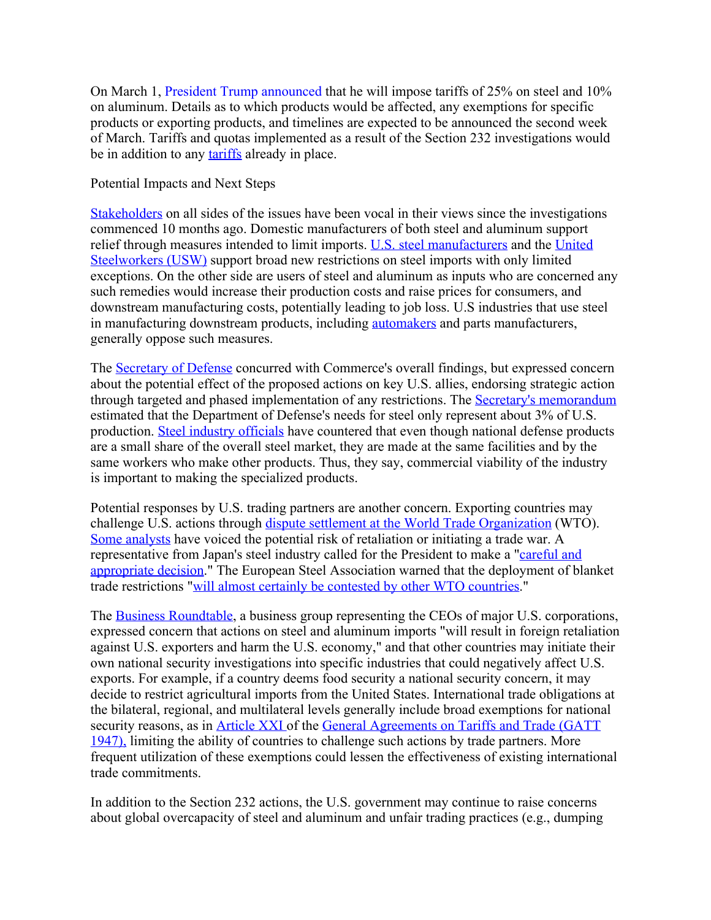On March 1, President Trump announced that he will impose tariffs of 25% on steel and 10% on aluminum. Details as to which products would be affected, any exemptions for specific products or exporting products, and timelines are expected to be announced the second week of March. Tariffs and quotas implemented as a result of the Section 232 investigations would be in addition to any tariffs already in place.

## Potential Impacts and Next Steps

Stakeholders on all sides of the issues have been vocal in their views since the investigations commenced 10 months ago. Domestic manufacturers of both steel and aluminum support relief through measures intended to limit imports. U.S. steel manufacturers and the United Steelworkers (USW) support broad new restrictions on steel imports with only limited exceptions. On the other side are users of steel and aluminum as inputs who are concerned any such remedies would increase their production costs and raise prices for consumers, and downstream manufacturing costs, potentially leading to job loss. U.S industries that use steel in manufacturing downstream products, including automakers and parts manufacturers, generally oppose such measures.

The Secretary of Defense concurred with Commerce's overall findings, but expressed concern about the potential effect of the proposed actions on key U.S. allies, endorsing strategic action through targeted and phased implementation of any restrictions. The Secretary's memorandum estimated that the Department of Defense's needs for steel only represent about 3% of U.S. production. Steel industry officials have countered that even though national defense products are a small share of the overall steel market, they are made at the same facilities and by the same workers who make other products. Thus, they say, commercial viability of the industry is important to making the specialized products.

Potential responses by U.S. trading partners are another concern. Exporting countries may challenge U.S. actions through dispute settlement at the World Trade Organization (WTO). Some analysts have voiced the potential risk of retaliation or initiating a trade war. A representative from Japan's steel industry called for the President to make a "careful and appropriate decision." The European Steel Association warned that the deployment of blanket trade restrictions "will almost certainly be contested by other WTO countries."

The Business Roundtable, a business group representing the CEOs of major U.S. corporations, expressed concern that actions on steel and aluminum imports "will result in foreign retaliation against U.S. exporters and harm the U.S. economy," and that other countries may initiate their own national security investigations into specific industries that could negatively affect U.S. exports. For example, if a country deems food security a national security concern, it may decide to restrict agricultural imports from the United States. International trade obligations at the bilateral, regional, and multilateral levels generally include broad exemptions for national security reasons, as in Article XXI of the General Agreements on Tariffs and Trade (GATT 1947), limiting the ability of countries to challenge such actions by trade partners. More frequent utilization of these exemptions could lessen the effectiveness of existing international trade commitments.

In addition to the Section 232 actions, the U.S. government may continue to raise concerns about global overcapacity of steel and aluminum and unfair trading practices (e.g., dumping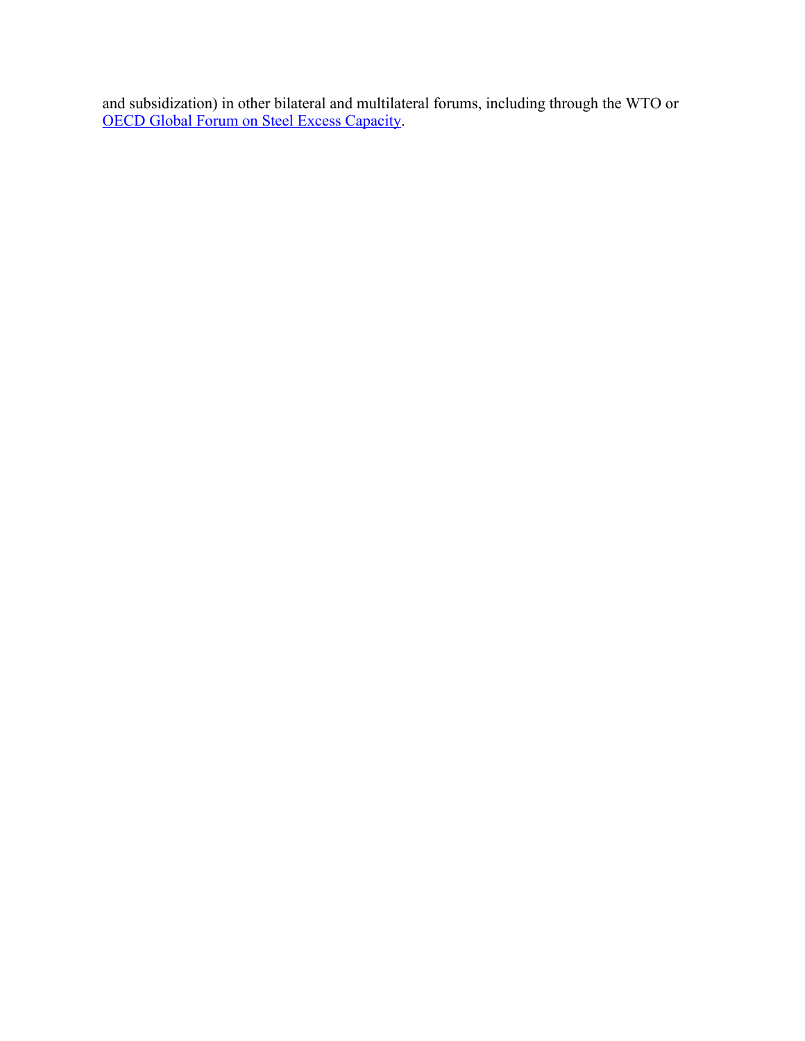and subsidization) in other bilateral and multilateral forums, including through the WTO or OECD Global Forum on Steel Excess Capacity.